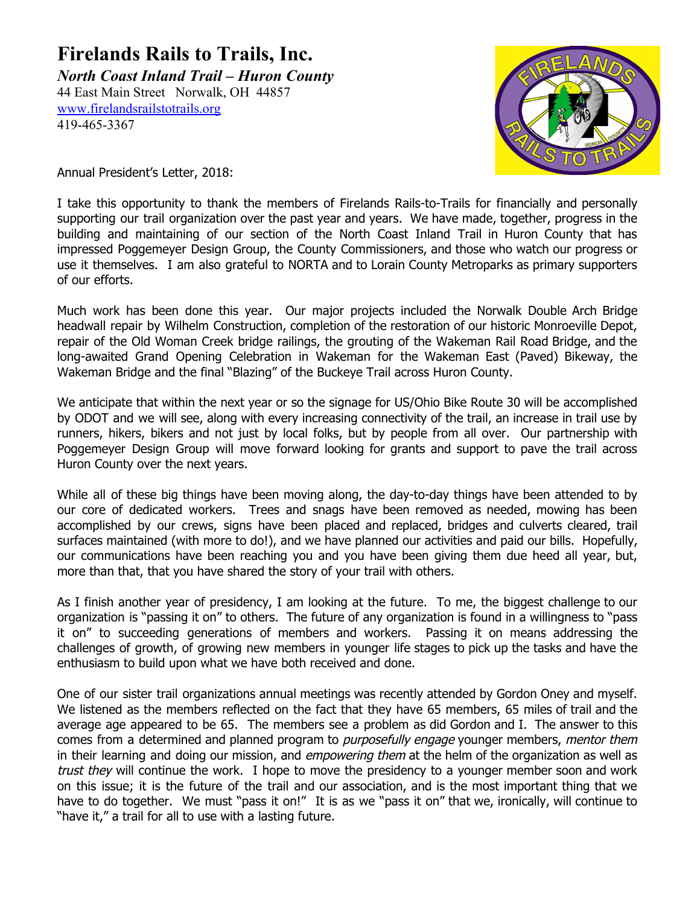# Firelands Rails to Trails, Inc.

***North Coast Inland Trail – Huron County***

44 East Main Street Norwalk, OH 44857
www.firelandsrailstotrails.org
419-465-3367

Annual President's Letter, 2018:

I take this opportunity to thank the members of Firelands Rails-to-Trails for financially and personally supporting our trail organization over the past year and years. We have made, together, progress in the building and maintaining of our section of the North Coast Inland Trail in Huron County that has impressed Poggemeyer Design Group, the County Commissioners, and those who watch our progress or use it themselves. I am also grateful to NORTA and to Lorain County Metroparks as primary supporters of our efforts.

Much work has been done this year. Our major projects included the Norwalk Double Arch Bridge headwall repair by Wilhelm Construction, completion of the restoration of our historic Monroeville Depot, repair of the Old Woman Creek bridge railings, the grouting of the Wakeman Rail Road Bridge, and the long-awaited Grand Opening Celebration in Wakeman for the Wakeman East (Paved) Bikeway, the Wakeman Bridge and the final "Blazing" of the Buckeye Trail across Huron County.

We anticipate that within the next year or so the signage for US/Ohio Bike Route 30 will be accomplished by ODOT and we will see, along with every increasing connectivity of the trail, an increase in trail use by runners, hikers, bikers and not just by local folks, but by people from all over. Our partnership with Poggemeyer Design Group will move forward looking for grants and support to pave the trail across Huron County over the next years.

While all of these big things have been moving along, the day-to-day things have been attended to by our core of dedicated workers. Trees and snags have been removed as needed, mowing has been accomplished by our crews, signs have been placed and replaced, bridges and culverts cleared, trail surfaces maintained (with more to do!), and we have planned our activities and paid our bills. Hopefully, our communications have been reaching you and you have been giving them due heed all year, but, more than that, that you have shared the story of your trail with others.

As I finish another year of presidency, I am looking at the future. To me, the biggest challenge to our organization is "passing it on" to others. The future of any organization is found in a willingness to "pass it on" to succeeding generations of members and workers. Passing it on means addressing the challenges of growth, of growing new members in younger life stages to pick up the tasks and have the enthusiasm to build upon what we have both received and done.

One of our sister trail organizations annual meetings was recently attended by Gordon Oney and myself. We listened as the members reflected on the fact that they have 65 members, 65 miles of trail and the average age appeared to be 65. The members see a problem as did Gordon and I. The answer to this comes from a determined and planned program to *purposefully engage* younger members, *mentor them* in their learning and doing our mission, and *empowering them* at the helm of the organization as well as *trust they* will continue the work. I hope to move the presidency to a younger member soon and work on this issue; it is the future of the trail and our association, and is the most important thing that we have to do together. We must "pass it on!" It is as we "pass it on" that we, ironically, will continue to "have it," a trail for all to use with a lasting future.